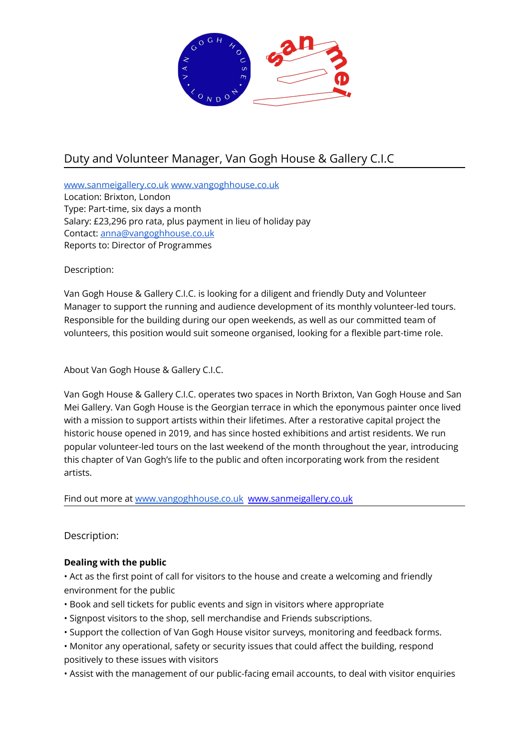# Duty and Volunteer Manager, Van Gogh House & Gallery C.I.C

www.sanmeigallery.co.uk www.vangoghhouse.co.uk
Location: Brixton, London
Type: Part-time, six days a month
Salary: £23,296 pro rata, plus payment in lieu of holiday pay
Contact: anna@vangoghhouse.co.uk
Reports to: Director of Programmes

Description:

Van Gogh House & Gallery C.I.C. is looking for a diligent and friendly Duty and Volunteer Manager to support the running and audience development of its monthly volunteer-led tours. Responsible for the building during our open weekends, as well as our committed team of volunteers, this position would suit someone organised, looking for a flexible part-time role.

About Van Gogh House & Gallery C.I.C.

Van Gogh House & Gallery C.I.C. operates two spaces in North Brixton, Van Gogh House and San Mei Gallery. Van Gogh House is the Georgian terrace in which the eponymous painter once lived with a mission to support artists within their lifetimes. After a restorative capital project the historic house opened in 2019, and has since hosted exhibitions and artist residents. We run popular volunteer-led tours on the last weekend of the month throughout the year, introducing this chapter of Van Gogh's life to the public and often incorporating work from the resident artists.

Find out more at www.vangoghhouse.co.uk www.sanmeigallery.co.uk

## Description:

**Dealing with the public**

- Act as the first point of call for visitors to the house and create a welcoming and friendly environment for the public
- Book and sell tickets for public events and sign in visitors where appropriate
- Signpost visitors to the shop, sell merchandise and Friends subscriptions.
- Support the collection of Van Gogh House visitor surveys, monitoring and feedback forms.
- Monitor any operational, safety or security issues that could affect the building, respond positively to these issues with visitors
- Assist with the management of our public-facing email accounts, to deal with visitor enquiries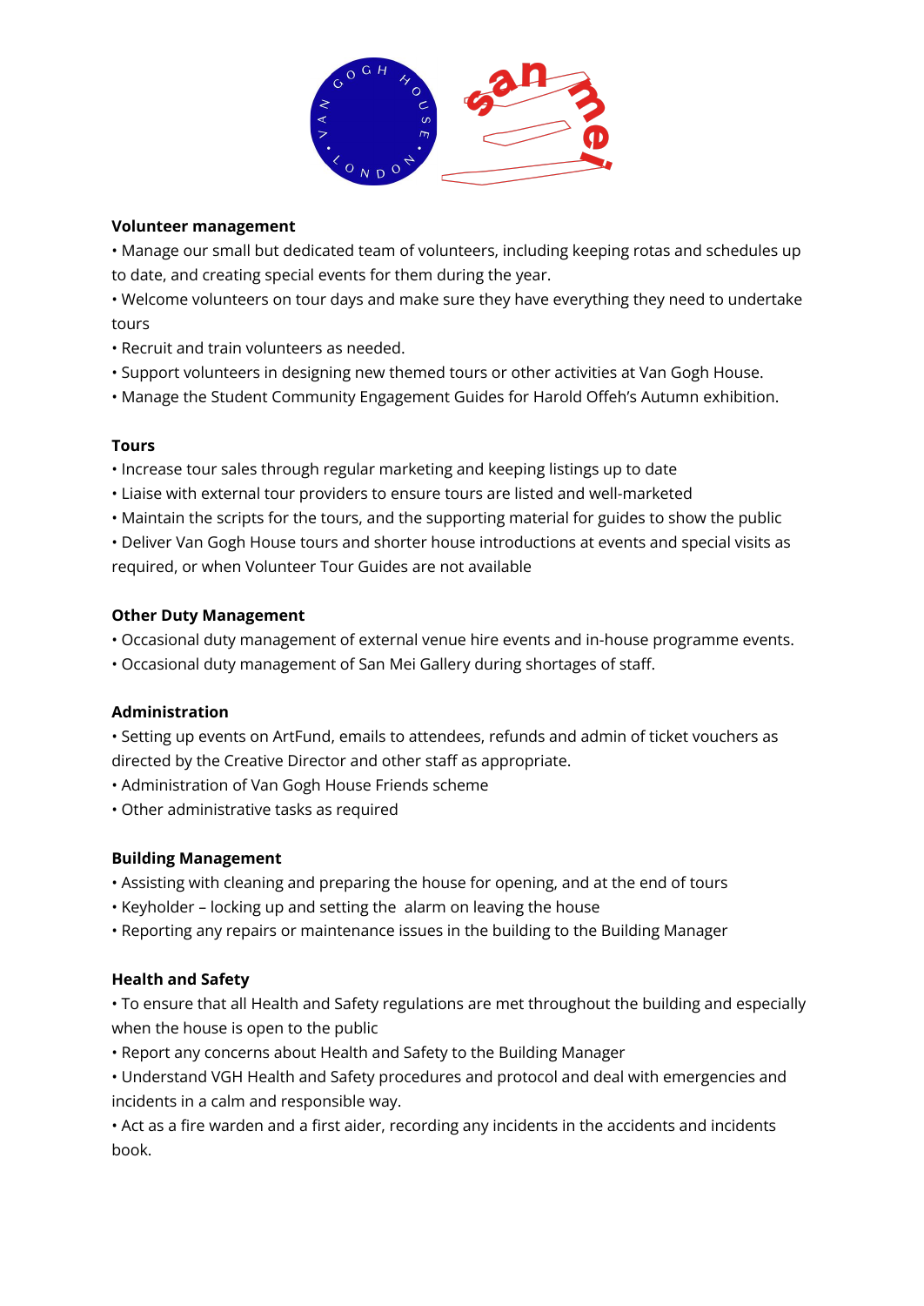**Volunteer management**

• Manage our small but dedicated team of volunteers, including keeping rotas and schedules up to date, and creating special events for them during the year.
• Welcome volunteers on tour days and make sure they have everything they need to undertake tours
• Recruit and train volunteers as needed.
• Support volunteers in designing new themed tours or other activities at Van Gogh House.
• Manage the Student Community Engagement Guides for Harold Offeh's Autumn exhibition.

**Tours**

• Increase tour sales through regular marketing and keeping listings up to date
• Liaise with external tour providers to ensure tours are listed and well-marketed
• Maintain the scripts for the tours, and the supporting material for guides to show the public
• Deliver Van Gogh House tours and shorter house introductions at events and special visits as required, or when Volunteer Tour Guides are not available

**Other Duty Management**

• Occasional duty management of external venue hire events and in-house programme events.
• Occasional duty management of San Mei Gallery during shortages of staff.

**Administration**

• Setting up events on ArtFund, emails to attendees, refunds and admin of ticket vouchers as directed by the Creative Director and other staff as appropriate.
• Administration of Van Gogh House Friends scheme
• Other administrative tasks as required

**Building Management**

• Assisting with cleaning and preparing the house for opening, and at the end of tours
• Keyholder – locking up and setting the alarm on leaving the house
• Reporting any repairs or maintenance issues in the building to the Building Manager

**Health and Safety**

• To ensure that all Health and Safety regulations are met throughout the building and especially when the house is open to the public
• Report any concerns about Health and Safety to the Building Manager
• Understand VGH Health and Safety procedures and protocol and deal with emergencies and incidents in a calm and responsible way.
• Act as a fire warden and a first aider, recording any incidents in the accidents and incidents book.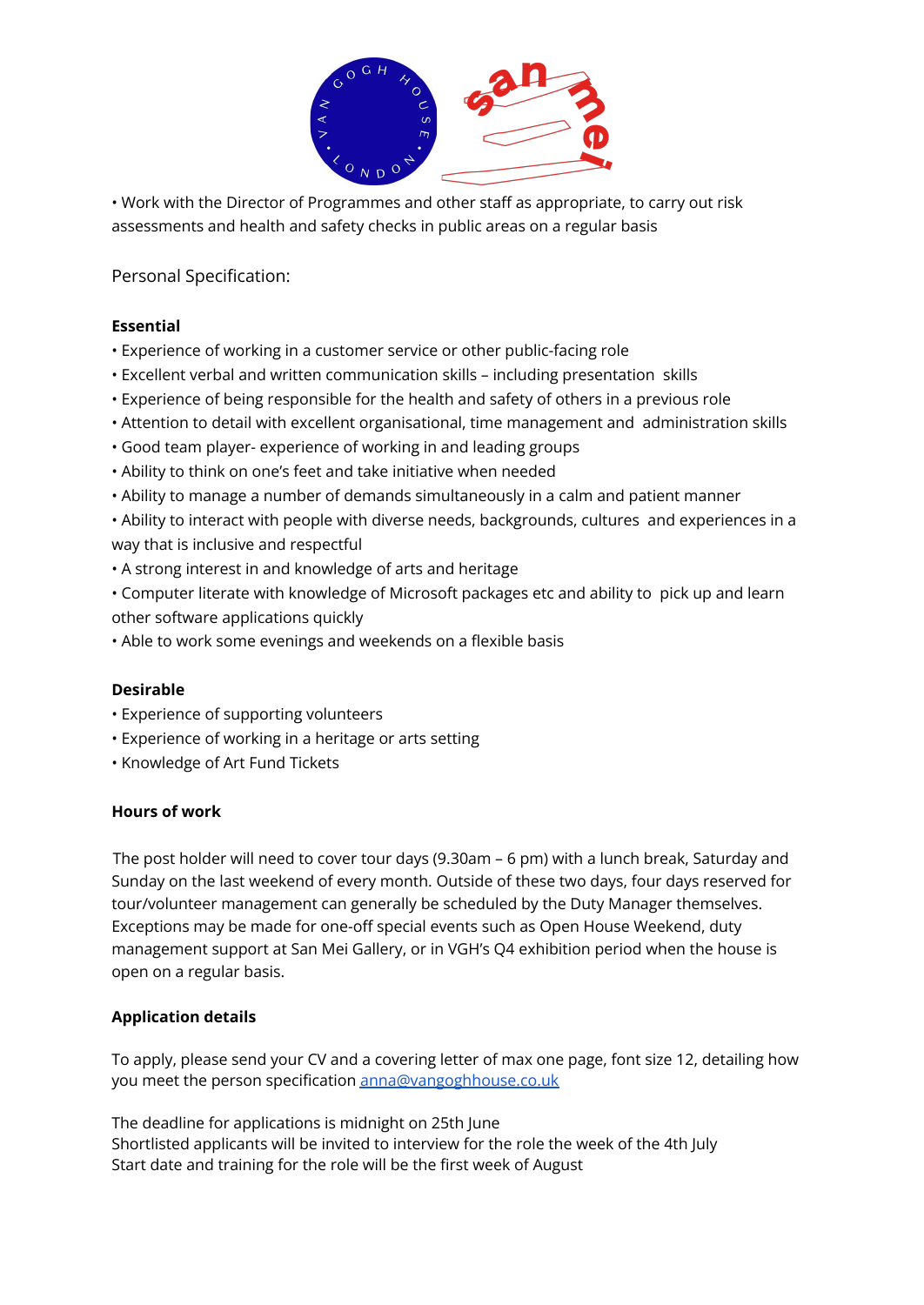• Work with the Director of Programmes and other staff as appropriate, to carry out risk assessments and health and safety checks in public areas on a regular basis

Personal Specification:

**Essential**

- Experience of working in a customer service or other public-facing role
- Excellent verbal and written communication skills – including presentation skills
- Experience of being responsible for the health and safety of others in a previous role
- Attention to detail with excellent organisational, time management and administration skills
- Good team player- experience of working in and leading groups
- Ability to think on one's feet and take initiative when needed
- Ability to manage a number of demands simultaneously in a calm and patient manner
- Ability to interact with people with diverse needs, backgrounds, cultures and experiences in a way that is inclusive and respectful
- A strong interest in and knowledge of arts and heritage
- Computer literate with knowledge of Microsoft packages etc and ability to pick up and learn other software applications quickly
- Able to work some evenings and weekends on a flexible basis

**Desirable**

- Experience of supporting volunteers
- Experience of working in a heritage or arts setting
- Knowledge of Art Fund Tickets

**Hours of work**

The post holder will need to cover tour days (9.30am – 6 pm) with a lunch break, Saturday and Sunday on the last weekend of every month. Outside of these two days, four days reserved for tour/volunteer management can generally be scheduled by the Duty Manager themselves. Exceptions may be made for one-off special events such as Open House Weekend, duty management support at San Mei Gallery, or in VGH's Q4 exhibition period when the house is open on a regular basis.

**Application details**

To apply, please send your CV and a covering letter of max one page, font size 12, detailing how you meet the person specification anna@vangoghhouse.co.uk

The deadline for applications is midnight on 25th June
Shortlisted applicants will be invited to interview for the role the week of the 4th July
Start date and training for the role will be the first week of August